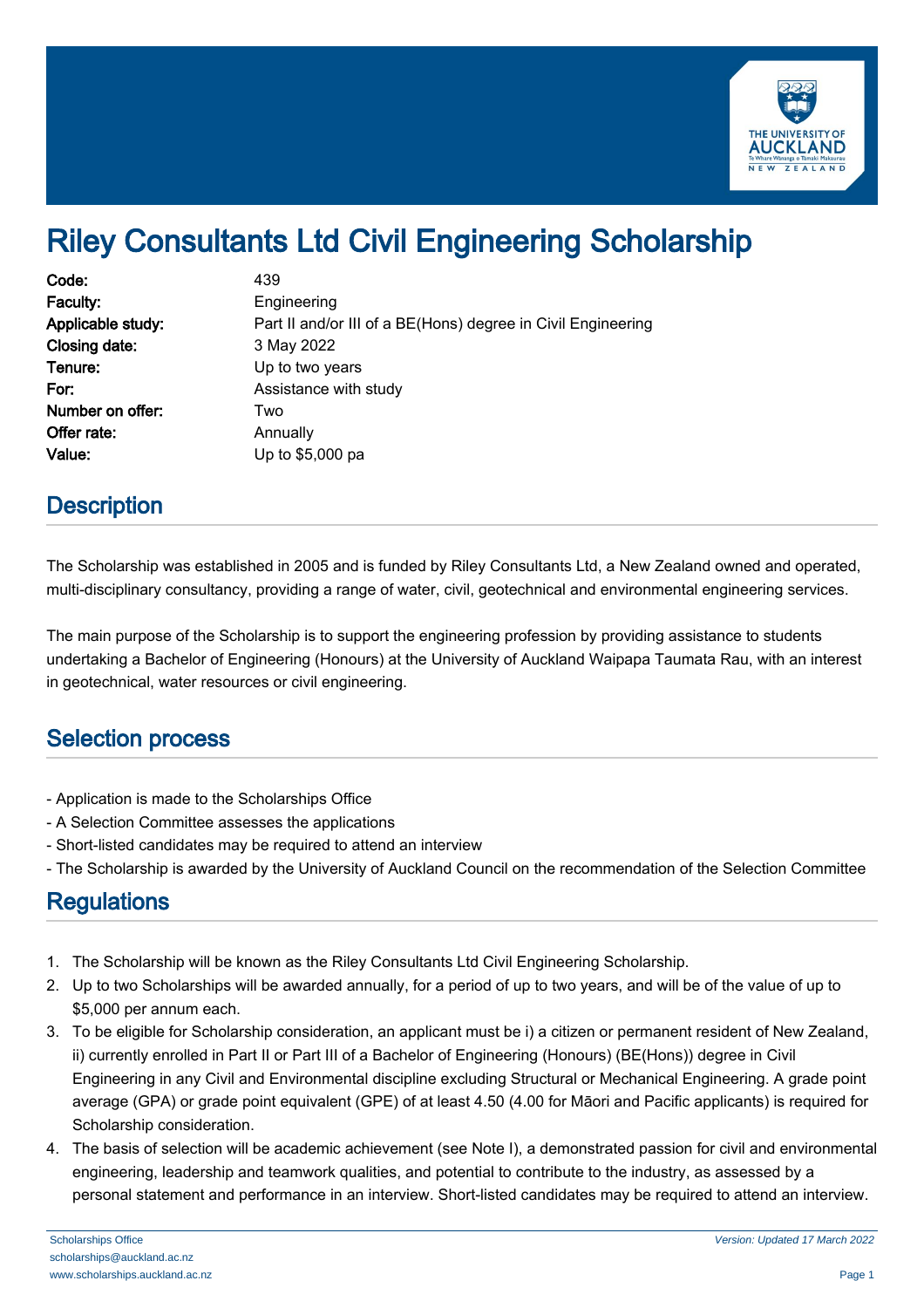# Riley Consultants Ltd Civil Engineering Scholarship

| | |
|---|---|
| **Code:** | 439 |
| **Faculty:** | Engineering |
| **Applicable study:** | Part II and/or III of a BE(Hons) degree in Civil Engineering |
| **Closing date:** | 3 May 2022 |
| **Tenure:** | Up to two years |
| **For:** | Assistance with study |
| **Number on offer:** | Two |
| **Offer rate:** | Annually |
| **Value:** | Up to $5,000 pa |

## Description

The Scholarship was established in 2005 and is funded by Riley Consultants Ltd, a New Zealand owned and operated, multi-disciplinary consultancy, providing a range of water, civil, geotechnical and environmental engineering services.

The main purpose of the Scholarship is to support the engineering profession by providing assistance to students undertaking a Bachelor of Engineering (Honours) at the University of Auckland Waipapa Taumata Rau, with an interest in geotechnical, water resources or civil engineering.

## Selection process

- Application is made to the Scholarships Office
- A Selection Committee assesses the applications
- Short-listed candidates may be required to attend an interview
- The Scholarship is awarded by the University of Auckland Council on the recommendation of the Selection Committee

## Regulations

1. The Scholarship will be known as the Riley Consultants Ltd Civil Engineering Scholarship.
2. Up to two Scholarships will be awarded annually, for a period of up to two years, and will be of the value of up to $5,000 per annum each.
3. To be eligible for Scholarship consideration, an applicant must be i) a citizen or permanent resident of New Zealand, ii) currently enrolled in Part II or Part III of a Bachelor of Engineering (Honours) (BE(Hons)) degree in Civil Engineering in any Civil and Environmental discipline excluding Structural or Mechanical Engineering. A grade point average (GPA) or grade point equivalent (GPE) of at least 4.50 (4.00 for Māori and Pacific applicants) is required for Scholarship consideration.
4. The basis of selection will be academic achievement (see Note I), a demonstrated passion for civil and environmental engineering, leadership and teamwork qualities, and potential to contribute to the industry, as assessed by a personal statement and performance in an interview. Short-listed candidates may be required to attend an interview.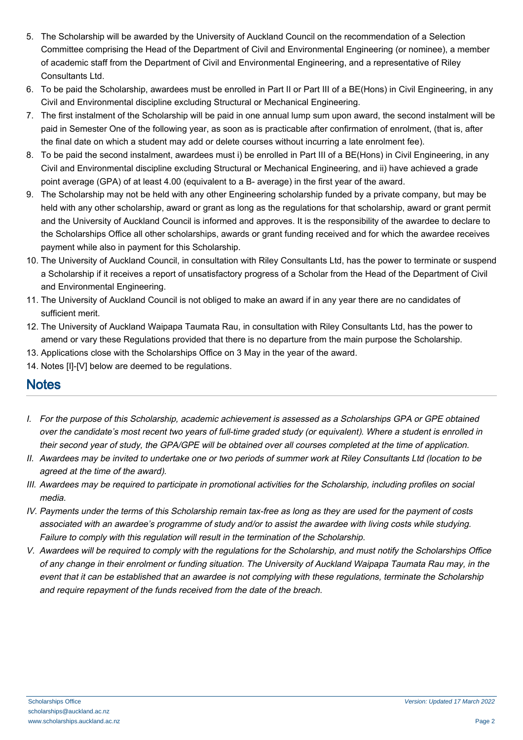5. The Scholarship will be awarded by the University of Auckland Council on the recommendation of a Selection Committee comprising the Head of the Department of Civil and Environmental Engineering (or nominee), a member of academic staff from the Department of Civil and Environmental Engineering, and a representative of Riley Consultants Ltd.
6. To be paid the Scholarship, awardees must be enrolled in Part II or Part III of a BE(Hons) in Civil Engineering, in any Civil and Environmental discipline excluding Structural or Mechanical Engineering.
7. The first instalment of the Scholarship will be paid in one annual lump sum upon award, the second instalment will be paid in Semester One of the following year, as soon as is practicable after confirmation of enrolment, (that is, after the final date on which a student may add or delete courses without incurring a late enrolment fee).
8. To be paid the second instalment, awardees must i) be enrolled in Part III of a BE(Hons) in Civil Engineering, in any Civil and Environmental discipline excluding Structural or Mechanical Engineering, and ii) have achieved a grade point average (GPA) of at least 4.00 (equivalent to a B- average) in the first year of the award.
9. The Scholarship may not be held with any other Engineering scholarship funded by a private company, but may be held with any other scholarship, award or grant as long as the regulations for that scholarship, award or grant permit and the University of Auckland Council is informed and approves. It is the responsibility of the awardee to declare to the Scholarships Office all other scholarships, awards or grant funding received and for which the awardee receives payment while also in payment for this Scholarship.
10. The University of Auckland Council, in consultation with Riley Consultants Ltd, has the power to terminate or suspend a Scholarship if it receives a report of unsatisfactory progress of a Scholar from the Head of the Department of Civil and Environmental Engineering.
11. The University of Auckland Council is not obliged to make an award if in any year there are no candidates of sufficient merit.
12. The University of Auckland Waipapa Taumata Rau, in consultation with Riley Consultants Ltd, has the power to amend or vary these Regulations provided that there is no departure from the main purpose the Scholarship.
13. Applications close with the Scholarships Office on 3 May in the year of the award.
14. Notes [I]-[V] below are deemed to be regulations.

## Notes

*I. For the purpose of this Scholarship, academic achievement is assessed as a Scholarships GPA or GPE obtained over the candidate's most recent two years of full-time graded study (or equivalent). Where a student is enrolled in their second year of study, the GPA/GPE will be obtained over all courses completed at the time of application.*

*II. Awardees may be invited to undertake one or two periods of summer work at Riley Consultants Ltd (location to be agreed at the time of the award).*

*III. Awardees may be required to participate in promotional activities for the Scholarship, including profiles on social media.*

*IV. Payments under the terms of this Scholarship remain tax-free as long as they are used for the payment of costs associated with an awardee's programme of study and/or to assist the awardee with living costs while studying. Failure to comply with this regulation will result in the termination of the Scholarship.*

*V. Awardees will be required to comply with the regulations for the Scholarship, and must notify the Scholarships Office of any change in their enrolment or funding situation. The University of Auckland Waipapa Taumata Rau may, in the event that it can be established that an awardee is not complying with these regulations, terminate the Scholarship and require repayment of the funds received from the date of the breach.*

Scholarships Office
scholarships@auckland.ac.nz
www.scholarships.auckland.ac.nz

*Version: Updated 17 March 2022*